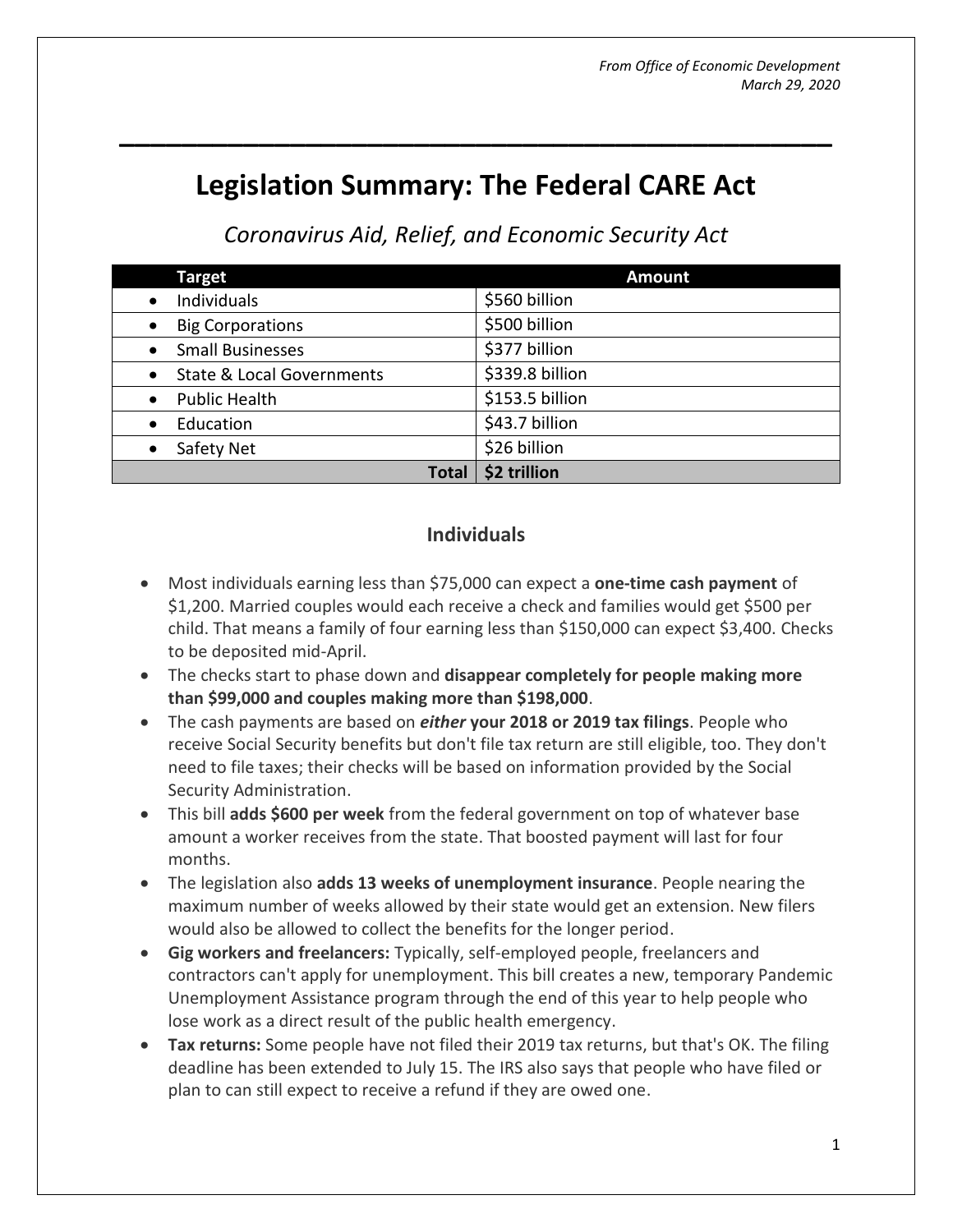*From Office of Economic Development*
*March 29, 2020*

# Legislation Summary: The Federal CARE Act

## *Coronavirus Aid, Relief, and Economic Security Act*

| Target | Amount |
|---|---|
| • Individuals | $560 billion |
| • Big Corporations | $500 billion |
| • Small Businesses | $377 billion |
| • State & Local Governments | $339.8 billion |
| • Public Health | $153.5 billion |
| • Education | $43.7 billion |
| • Safety Net | $26 billion |
| **Total** | **$2 trillion** |

### Individuals

- Most individuals earning less than $75,000 can expect a **one-time cash payment** of $1,200. Married couples would each receive a check and families would get $500 per child. That means a family of four earning less than $150,000 can expect $3,400. Checks to be deposited mid-April.
- The checks start to phase down and **disappear completely for people making more than $99,000 and couples making more than $198,000**.
- The cash payments are based on ***either* your 2018 or 2019 tax filings**. People who receive Social Security benefits but don't file tax return are still eligible, too. They don't need to file taxes; their checks will be based on information provided by the Social Security Administration.
- This bill **adds $600 per week** from the federal government on top of whatever base amount a worker receives from the state. That boosted payment will last for four months.
- The legislation also **adds 13 weeks of unemployment insurance**. People nearing the maximum number of weeks allowed by their state would get an extension. New filers would also be allowed to collect the benefits for the longer period.
- **Gig workers and freelancers:** Typically, self-employed people, freelancers and contractors can't apply for unemployment. This bill creates a new, temporary Pandemic Unemployment Assistance program through the end of this year to help people who lose work as a direct result of the public health emergency.
- **Tax returns:** Some people have not filed their 2019 tax returns, but that's OK. The filing deadline has been extended to July 15. The IRS also says that people who have filed or plan to can still expect to receive a refund if they are owed one.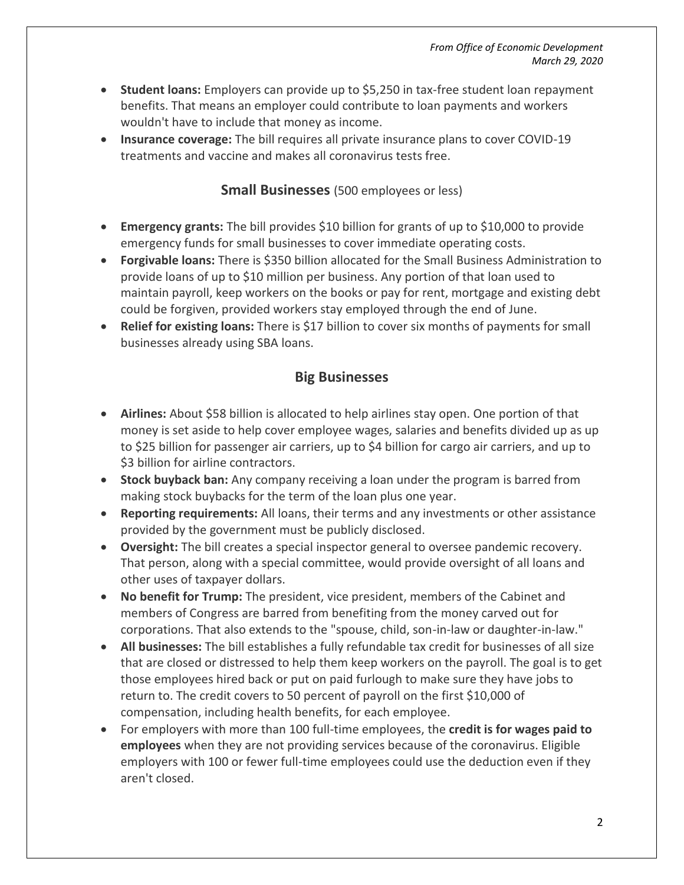- **Student loans:** Employers can provide up to $5,250 in tax-free student loan repayment benefits. That means an employer could contribute to loan payments and workers wouldn't have to include that money as income.
- **Insurance coverage:** The bill requires all private insurance plans to cover COVID-19 treatments and vaccine and makes all coronavirus tests free.

## **Small Businesses** (500 employees or less)

- **Emergency grants:** The bill provides $10 billion for grants of up to $10,000 to provide emergency funds for small businesses to cover immediate operating costs.
- **Forgivable loans:** There is $350 billion allocated for the Small Business Administration to provide loans of up to $10 million per business. Any portion of that loan used to maintain payroll, keep workers on the books or pay for rent, mortgage and existing debt could be forgiven, provided workers stay employed through the end of June.
- **Relief for existing loans:** There is $17 billion to cover six months of payments for small businesses already using SBA loans.

## **Big Businesses**

- **Airlines:** About $58 billion is allocated to help airlines stay open. One portion of that money is set aside to help cover employee wages, salaries and benefits divided up as up to $25 billion for passenger air carriers, up to $4 billion for cargo air carriers, and up to $3 billion for airline contractors.
- **Stock buyback ban:** Any company receiving a loan under the program is barred from making stock buybacks for the term of the loan plus one year.
- **Reporting requirements:** All loans, their terms and any investments or other assistance provided by the government must be publicly disclosed.
- **Oversight:** The bill creates a special inspector general to oversee pandemic recovery. That person, along with a special committee, would provide oversight of all loans and other uses of taxpayer dollars.
- **No benefit for Trump:** The president, vice president, members of the Cabinet and members of Congress are barred from benefiting from the money carved out for corporations. That also extends to the "spouse, child, son-in-law or daughter-in-law."
- **All businesses:** The bill establishes a fully refundable tax credit for businesses of all size that are closed or distressed to help them keep workers on the payroll. The goal is to get those employees hired back or put on paid furlough to make sure they have jobs to return to. The credit covers to 50 percent of payroll on the first $10,000 of compensation, including health benefits, for each employee.
- For employers with more than 100 full-time employees, the **credit is for wages paid to employees** when they are not providing services because of the coronavirus. Eligible employers with 100 or fewer full-time employees could use the deduction even if they aren't closed.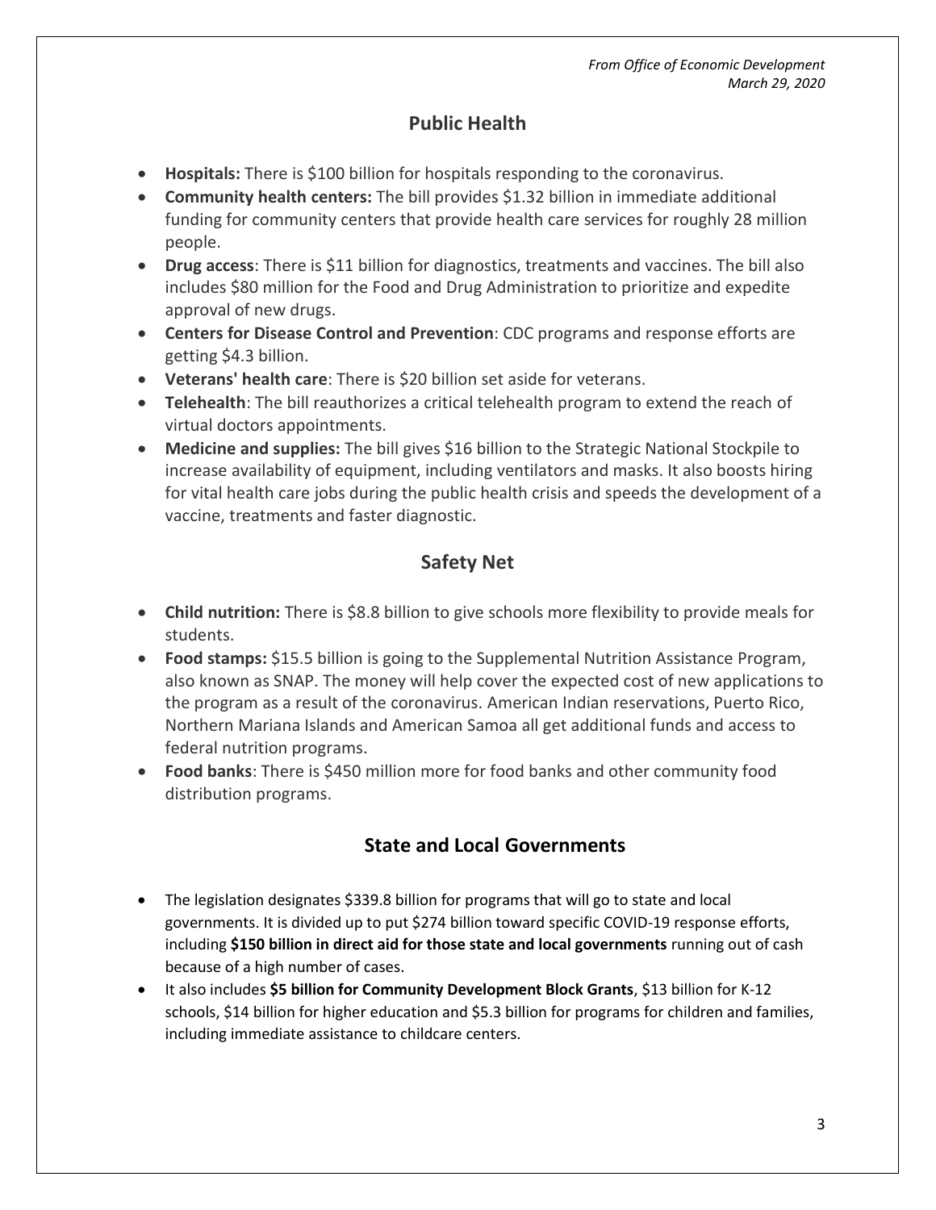*From Office of Economic Development*
*March 29, 2020*

## Public Health

- **Hospitals:** There is $100 billion for hospitals responding to the coronavirus.
- **Community health centers:** The bill provides $1.32 billion in immediate additional funding for community centers that provide health care services for roughly 28 million people.
- **Drug access**: There is $11 billion for diagnostics, treatments and vaccines. The bill also includes $80 million for the Food and Drug Administration to prioritize and expedite approval of new drugs.
- **Centers for Disease Control and Prevention**: CDC programs and response efforts are getting $4.3 billion.
- **Veterans' health care**: There is $20 billion set aside for veterans.
- **Telehealth**: The bill reauthorizes a critical telehealth program to extend the reach of virtual doctors appointments.
- **Medicine and supplies:** The bill gives $16 billion to the Strategic National Stockpile to increase availability of equipment, including ventilators and masks. It also boosts hiring for vital health care jobs during the public health crisis and speeds the development of a vaccine, treatments and faster diagnostic.

## Safety Net

- **Child nutrition:** There is $8.8 billion to give schools more flexibility to provide meals for students.
- **Food stamps:** $15.5 billion is going to the Supplemental Nutrition Assistance Program, also known as SNAP. The money will help cover the expected cost of new applications to the program as a result of the coronavirus. American Indian reservations, Puerto Rico, Northern Mariana Islands and American Samoa all get additional funds and access to federal nutrition programs.
- **Food banks**: There is $450 million more for food banks and other community food distribution programs.

## State and Local Governments

- The legislation designates $339.8 billion for programs that will go to state and local governments. It is divided up to put $274 billion toward specific COVID-19 response efforts, including **$150 billion in direct aid for those state and local governments** running out of cash because of a high number of cases.
- It also includes **$5 billion for Community Development Block Grants**, $13 billion for K-12 schools, $14 billion for higher education and $5.3 billion for programs for children and families, including immediate assistance to childcare centers.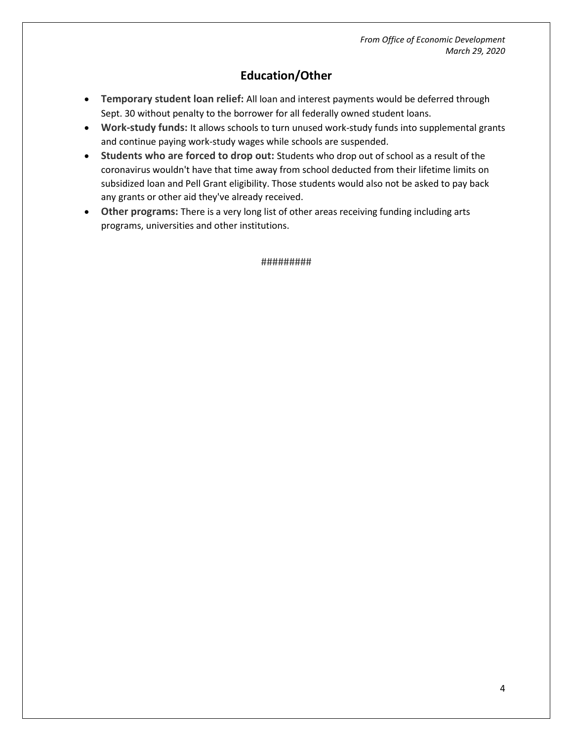## Education/Other

- **Temporary student loan relief:** All loan and interest payments would be deferred through Sept. 30 without penalty to the borrower for all federally owned student loans.
- **Work-study funds:** It allows schools to turn unused work-study funds into supplemental grants and continue paying work-study wages while schools are suspended.
- **Students who are forced to drop out:** Students who drop out of school as a result of the coronavirus wouldn't have that time away from school deducted from their lifetime limits on subsidized loan and Pell Grant eligibility. Those students would also not be asked to pay back any grants or other aid they've already received.
- **Other programs:** There is a very long list of other areas receiving funding including arts programs, universities and other institutions.

#########